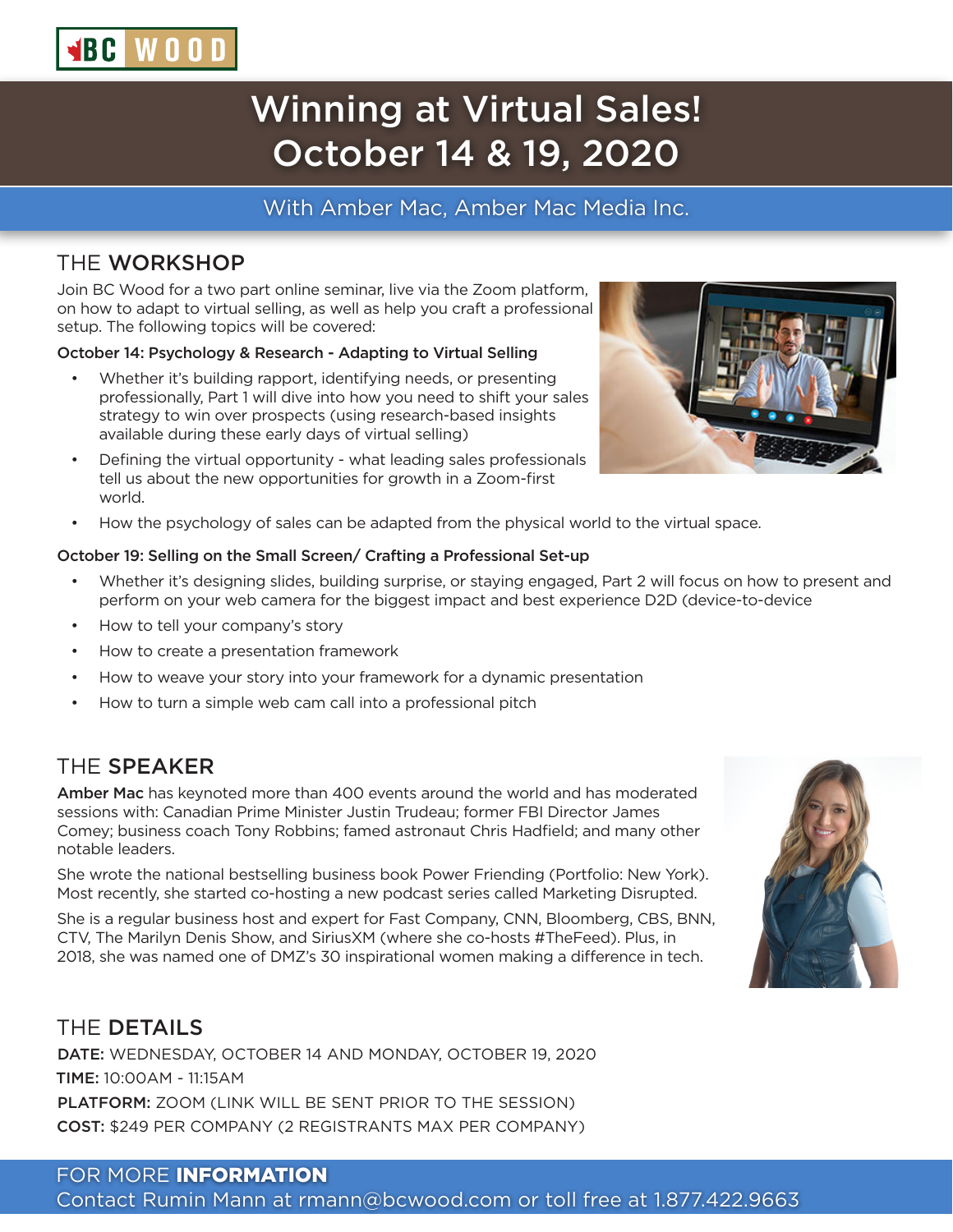BC WOOD

# Winning at Virtual Sales! October 14 & 19, 2020

With Amber Mac, Amber Mac Media Inc.

## THE **WORKSHOP**

Join BC Wood for a two part online seminar, live via the Zoom platform, on how to adapt to virtual selling, as well as help you craft a professional setup. The following topics will be covered:

**October 14: Psychology & Research - Adapting to Virtual Selling**

- Whether it's building rapport, identifying needs, or presenting professionally, Part 1 will dive into how you need to shift your sales strategy to win over prospects (using research-based insights available during these early days of virtual selling)
- Defining the virtual opportunity - what leading sales professionals tell us about the new opportunities for growth in a Zoom-first world.
- How the psychology of sales can be adapted from the physical world to the virtual space.

**October 19: Selling on the Small Screen/ Crafting a Professional Set-up**

- Whether it's designing slides, building surprise, or staying engaged, Part 2 will focus on how to present and perform on your web camera for the biggest impact and best experience D2D (device-to-device
- How to tell your company's story
- How to create a presentation framework
- How to weave your story into your framework for a dynamic presentation
- How to turn a simple web cam call into a professional pitch

## THE **SPEAKER**

**Amber Mac** has keynoted more than 400 events around the world and has moderated sessions with: Canadian Prime Minister Justin Trudeau; former FBI Director James Comey; business coach Tony Robbins; famed astronaut Chris Hadfield; and many other notable leaders.

She wrote the national bestselling business book Power Friending (Portfolio: New York). Most recently, she started co-hosting a new podcast series called Marketing Disrupted.

She is a regular business host and expert for Fast Company, CNN, Bloomberg, CBS, BNN, CTV, The Marilyn Denis Show, and SiriusXM (where she co-hosts #TheFeed). Plus, in 2018, she was named one of DMZ's 30 inspirational women making a difference in tech.

## THE **DETAILS**

**DATE:** WEDNESDAY, OCTOBER 14 AND MONDAY, OCTOBER 19, 2020

**TIME:** 10:00AM - 11:15AM

**PLATFORM:** ZOOM (LINK WILL BE SENT PRIOR TO THE SESSION)

**COST:** $249 PER COMPANY (2 REGISTRANTS MAX PER COMPANY)

FOR MORE **INFORMATION**

Contact Rumin Mann at rmann@bcwood.com or toll free at 1.877.422.9663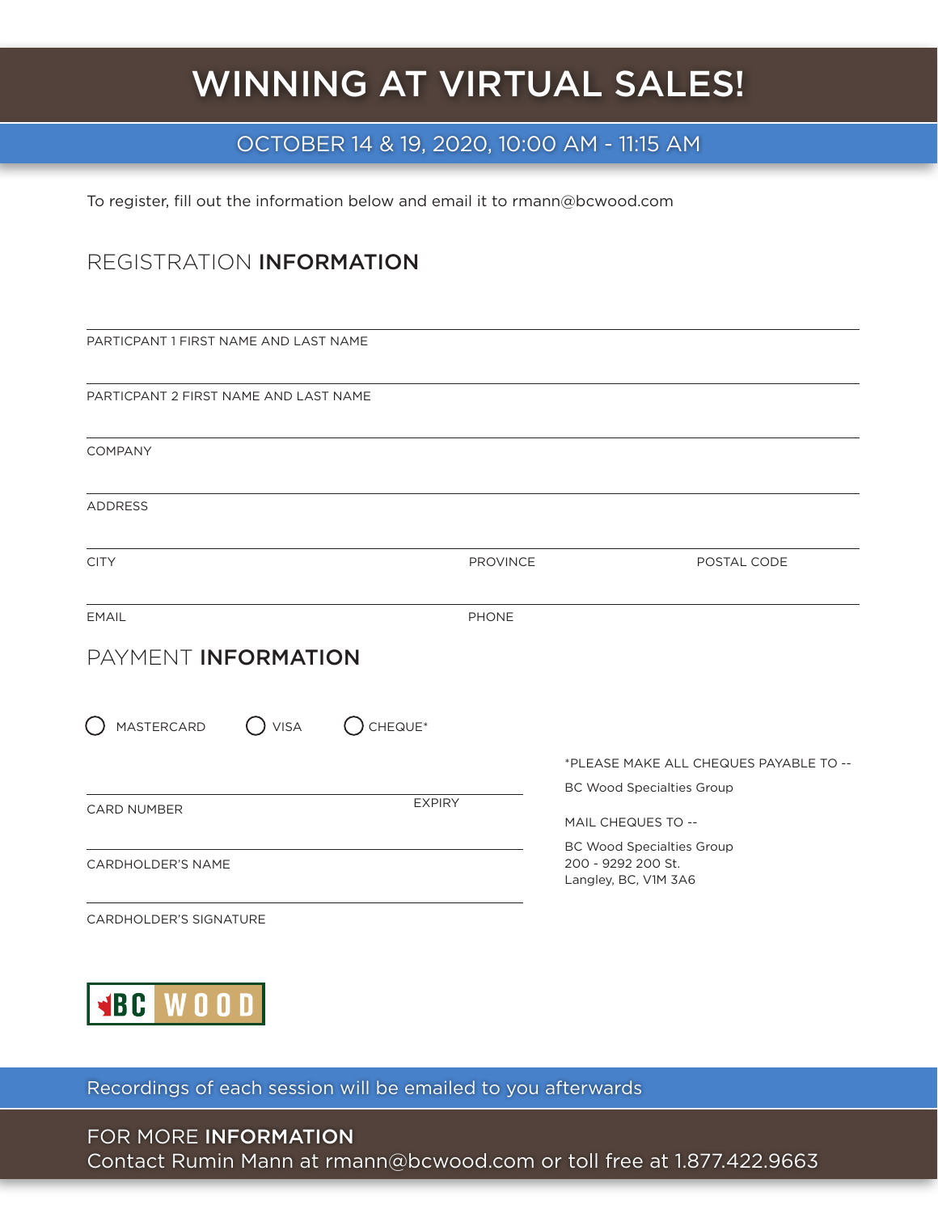# WINNING AT VIRTUAL SALES!

OCTOBER 14 & 19, 2020, 10:00 AM - 11:15 AM

To register, fill out the information below and email it to rmann@bcwood.com

## REGISTRATION **INFORMATION**

PARTICPANT 1 FIRST NAME AND LAST NAME

PARTICPANT 2 FIRST NAME AND LAST NAME

COMPANY

ADDRESS

CITY | PROVINCE | POSTAL CODE

EMAIL | PHONE

## PAYMENT **INFORMATION**

○ MASTERCARD ○ VISA ○ CHEQUE*

CARD NUMBER | EXPIRY

CARDHOLDER'S NAME

CARDHOLDER'S SIGNATURE

*PLEASE MAKE ALL CHEQUES PAYABLE TO --

BC Wood Specialties Group

MAIL CHEQUES TO --

BC Wood Specialties Group
200 - 9292 200 St.
Langley, BC, V1M 3A6

BC WOOD

Recordings of each session will be emailed to you afterwards

FOR MORE **INFORMATION**
Contact Rumin Mann at rmann@bcwood.com or toll free at 1.877.422.9663